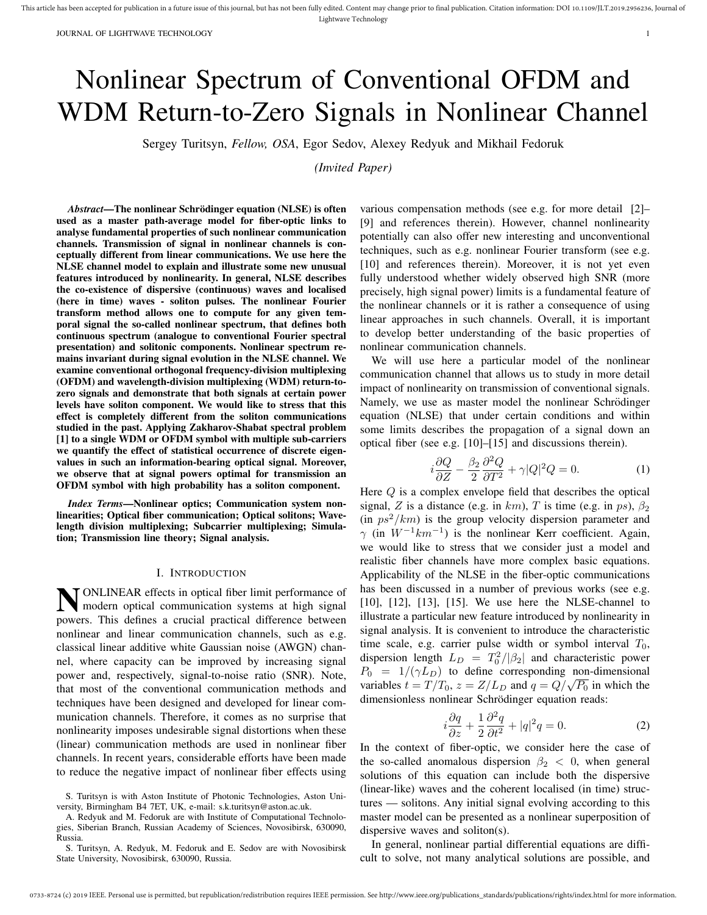# Nonlinear Spectrum of Conventional OFDM and WDM Return-to-Zero Signals in Nonlinear Channel

Sergey Turitsyn, *Fellow, OSA*, Egor Sedov, Alexey Redyuk and Mikhail Fedoruk

*(Invited Paper)*

***Abstract*—The nonlinear Schrödinger equation (NLSE) is often used as a master path-average model for fiber-optic links to analyse fundamental properties of such nonlinear communication channels. Transmission of signal in nonlinear channels is conceptually different from linear communications. We use here the NLSE channel model to explain and illustrate some new unusual features introduced by nonlinearity. In general, NLSE describes the co-existence of dispersive (continuous) waves and localised (here in time) waves - soliton pulses. The nonlinear Fourier transform method allows one to compute for any given temporal signal the so-called nonlinear spectrum, that defines both continuous spectrum (analogue to conventional Fourier spectral presentation) and solitonic components. Nonlinear spectrum remains invariant during signal evolution in the NLSE channel. We examine conventional orthogonal frequency-division multiplexing (OFDM) and wavelength-division multiplexing (WDM) return-to-zero signals and demonstrate that both signals at certain power levels have soliton component. We would like to stress that this effect is completely different from the soliton communications studied in the past. Applying Zakharov-Shabat spectral problem [1] to a single WDM or OFDM symbol with multiple sub-carriers we quantify the effect of statistical occurrence of discrete eigenvalues in such an information-bearing optical signal. Moreover, we observe that at signal powers optimal for transmission an OFDM symbol with high probability has a soliton component.**

***Index Terms*—Nonlinear optics; Communication system nonlinearities; Optical fiber communication; Optical solitons; Wavelength division multiplexing; Subcarrier multiplexing; Simulation; Transmission line theory; Signal analysis.**

## I. Introduction

Nonlinear effects in optical fiber limit performance of modern optical communication systems at high signal powers. This defines a crucial practical difference between nonlinear and linear communication channels, such as e.g. classical linear additive white Gaussian noise (AWGN) channel, where capacity can be improved by increasing signal power and, respectively, signal-to-noise ratio (SNR). Note, that most of the conventional communication methods and techniques have been designed and developed for linear communication channels. Therefore, it comes as no surprise that nonlinearity imposes undesirable signal distortions when these (linear) communication methods are used in nonlinear fiber channels. In recent years, considerable efforts have been made to reduce the negative impact of nonlinear fiber effects using various compensation methods (see e.g. for more detail [2]–[9] and references therein). However, channel nonlinearity potentially can also offer new interesting and unconventional techniques, such as e.g. nonlinear Fourier transform (see e.g. [10] and references therein). Moreover, it is not yet even fully understood whether widely observed high SNR (more precisely, high signal power) limits is a fundamental feature of the nonlinear channels or it is rather a consequence of using linear approaches in such channels. Overall, it is important to develop better understanding of the basic properties of nonlinear communication channels.

We will use here a particular model of the nonlinear communication channel that allows us to study in more detail impact of nonlinearity on transmission of conventional signals. Namely, we use as master model the nonlinear Schrödinger equation (NLSE) that under certain conditions and within some limits describes the propagation of a signal down an optical fiber (see e.g. [10]–[15] and discussions therein).

$$i\frac{\partial Q}{\partial Z} - \frac{\beta_2}{2}\frac{\partial^2 Q}{\partial T^2} + \gamma|Q|^2 Q = 0. \tag{1}$$

Here $Q$ is a complex envelope field that describes the optical signal, $Z$ is a distance (e.g. in $km$), $T$ is time (e.g. in $ps$), $\beta_2$ (in $ps^2/km$) is the group velocity dispersion parameter and $\gamma$ (in $W^{-1}km^{-1}$) is the nonlinear Kerr coefficient. Again, we would like to stress that we consider just a model and realistic fiber channels have more complex basic equations. Applicability of the NLSE in the fiber-optic communications has been discussed in a number of previous works (see e.g. [10], [12], [13], [15]. We use here the NLSE-channel to illustrate a particular new feature introduced by nonlinearity in signal analysis. It is convenient to introduce the characteristic time scale, e.g. carrier pulse width or symbol interval $T_0$, dispersion length $L_D = T_0^2/|\beta_2|$ and characteristic power $P_0 = 1/(\gamma L_D)$ to define corresponding non-dimensional variables $t = T/T_0$, $z = Z/L_D$ and $q = Q/\sqrt{P_0}$ in which the dimensionless nonlinear Schrödinger equation reads:

$$i\frac{\partial q}{\partial z} + \frac{1}{2}\frac{\partial^2 q}{\partial t^2} + |q|^2 q = 0. \tag{2}$$

In the context of fiber-optic, we consider here the case of the so-called anomalous dispersion $\beta_2 < 0$, when general solutions of this equation can include both the dispersive (linear-like) waves and the coherent localised (in time) structures — solitons. Any initial signal evolving according to this master model can be presented as a nonlinear superposition of dispersive waves and soliton(s).

In general, nonlinear partial differential equations are difficult to solve, not many analytical solutions are possible, and

S. Turitsyn is with Aston Institute of Photonic Technologies, Aston University, Birmingham B4 7ET, UK, e-mail: s.k.turitsyn@aston.ac.uk.

A. Redyuk and M. Fedoruk are with Institute of Computational Technologies, Siberian Branch, Russian Academy of Sciences, Novosibirsk, 630090, Russia.

S. Turitsyn, A. Redyuk, M. Fedoruk and E. Sedov are with Novosibirsk State University, Novosibirsk, 630090, Russia.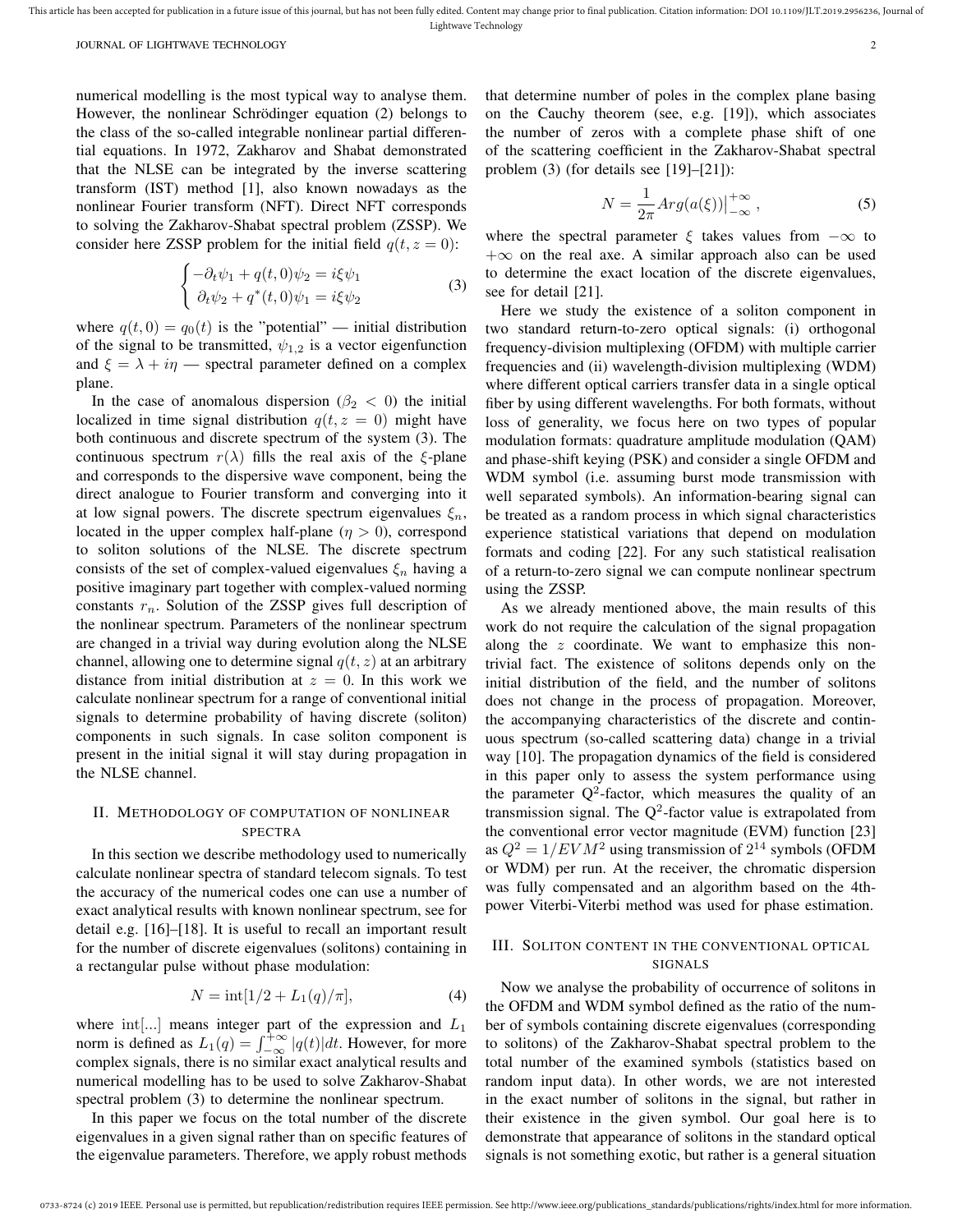numerical modelling is the most typical way to analyse them. However, the nonlinear Schrödinger equation (2) belongs to the class of the so-called integrable nonlinear partial differential equations. In 1972, Zakharov and Shabat demonstrated that the NLSE can be integrated by the inverse scattering transform (IST) method [1], also known nowadays as the nonlinear Fourier transform (NFT). Direct NFT corresponds to solving the Zakharov-Shabat spectral problem (ZSSP). We consider here ZSSP problem for the initial field $q(t, z = 0)$:

$$
\begin{cases} -\partial_t \psi_1 + q(t,0)\psi_2 = i\xi\psi_1 \\ \partial_t \psi_2 + q^*(t,0)\psi_1 = i\xi\psi_2 \end{cases} \tag{3}
$$

where $q(t, 0) = q_0(t)$ is the "potential" — initial distribution of the signal to be transmitted, $\psi_{1,2}$ is a vector eigenfunction and $\xi = \lambda + i\eta$ — spectral parameter defined on a complex plane.

In the case of anomalous dispersion ($\beta_2 < 0$) the initial localized in time signal distribution $q(t, z = 0)$ might have both continuous and discrete spectrum of the system (3). The continuous spectrum $r(\lambda)$ fills the real axis of the $\xi$-plane and corresponds to the dispersive wave component, being the direct analogue to Fourier transform and converging into it at low signal powers. The discrete spectrum eigenvalues $\xi_n$, located in the upper complex half-plane ($\eta > 0$), correspond to soliton solutions of the NLSE. The discrete spectrum consists of the set of complex-valued eigenvalues $\xi_n$ having a positive imaginary part together with complex-valued norming constants $r_n$. Solution of the ZSSP gives full description of the nonlinear spectrum. Parameters of the nonlinear spectrum are changed in a trivial way during evolution along the NLSE channel, allowing one to determine signal $q(t, z)$ at an arbitrary distance from initial distribution at $z = 0$. In this work we calculate nonlinear spectrum for a range of conventional initial signals to determine probability of having discrete (soliton) components in such signals. In case soliton component is present in the initial signal it will stay during propagation in the NLSE channel.

## II. Methodology of computation of nonlinear spectra

In this section we describe methodology used to numerically calculate nonlinear spectra of standard telecom signals. To test the accuracy of the numerical codes one can use a number of exact analytical results with known nonlinear spectrum, see for detail e.g. [16]–[18]. It is useful to recall an important result for the number of discrete eigenvalues (solitons) containing in a rectangular pulse without phase modulation:

$$
N = \text{int}[1/2 + L_1(q)/\pi], \tag{4}
$$

where int[...] means integer part of the expression and $L_1$ norm is defined as $L_1(q) = \int_{-\infty}^{+\infty} |q(t)|dt$. However, for more complex signals, there is no similar exact analytical results and numerical modelling has to be used to solve Zakharov-Shabat spectral problem (3) to determine the nonlinear spectrum.

In this paper we focus on the total number of the discrete eigenvalues in a given signal rather than on specific features of the eigenvalue parameters. Therefore, we apply robust methods that determine number of poles in the complex plane basing on the Cauchy theorem (see, e.g. [19]), which associates the number of zeros with a complete phase shift of one of the scattering coefficient in the Zakharov-Shabat spectral problem (3) (for details see [19]–[21]):

$$
N = \frac{1}{2\pi} Arg(a(\xi))\big|_{-\infty}^{+\infty}, \tag{5}
$$

where the spectral parameter $\xi$ takes values from $-\infty$ to $+\infty$ on the real axe. A similar approach also can be used to determine the exact location of the discrete eigenvalues, see for detail [21].

Here we study the existence of a soliton component in two standard return-to-zero optical signals: (i) orthogonal frequency-division multiplexing (OFDM) with multiple carrier frequencies and (ii) wavelength-division multiplexing (WDM) where different optical carriers transfer data in a single optical fiber by using different wavelengths. For both formats, without loss of generality, we focus here on two types of popular modulation formats: quadrature amplitude modulation (QAM) and phase-shift keying (PSK) and consider a single OFDM and WDM symbol (i.e. assuming burst mode transmission with well separated symbols). An information-bearing signal can be treated as a random process in which signal characteristics experience statistical variations that depend on modulation formats and coding [22]. For any such statistical realisation of a return-to-zero signal we can compute nonlinear spectrum using the ZSSP.

As we already mentioned above, the main results of this work do not require the calculation of the signal propagation along the $z$ coordinate. We want to emphasize this non-trivial fact. The existence of solitons depends only on the initial distribution of the field, and the number of solitons does not change in the process of propagation. Moreover, the accompanying characteristics of the discrete and continuous spectrum (so-called scattering data) change in a trivial way [10]. The propagation dynamics of the field is considered in this paper only to assess the system performance using the parameter $Q^2$-factor, which measures the quality of an transmission signal. The $Q^2$-factor value is extrapolated from the conventional error vector magnitude (EVM) function [23] as $Q^2 = 1/EVM^2$ using transmission of $2^{14}$ symbols (OFDM or WDM) per run. At the receiver, the chromatic dispersion was fully compensated and an algorithm based on the 4th-power Viterbi-Viterbi method was used for phase estimation.

## III. Soliton content in the conventional optical signals

Now we analyse the probability of occurrence of solitons in the OFDM and WDM symbol defined as the ratio of the number of symbols containing discrete eigenvalues (corresponding to solitons) of the Zakharov-Shabat spectral problem to the total number of the examined symbols (statistics based on random input data). In other words, we are not interested in the exact number of solitons in the signal, but rather in their existence in the given symbol. Our goal here is to demonstrate that appearance of solitons in the standard optical signals is not something exotic, but rather is a general situation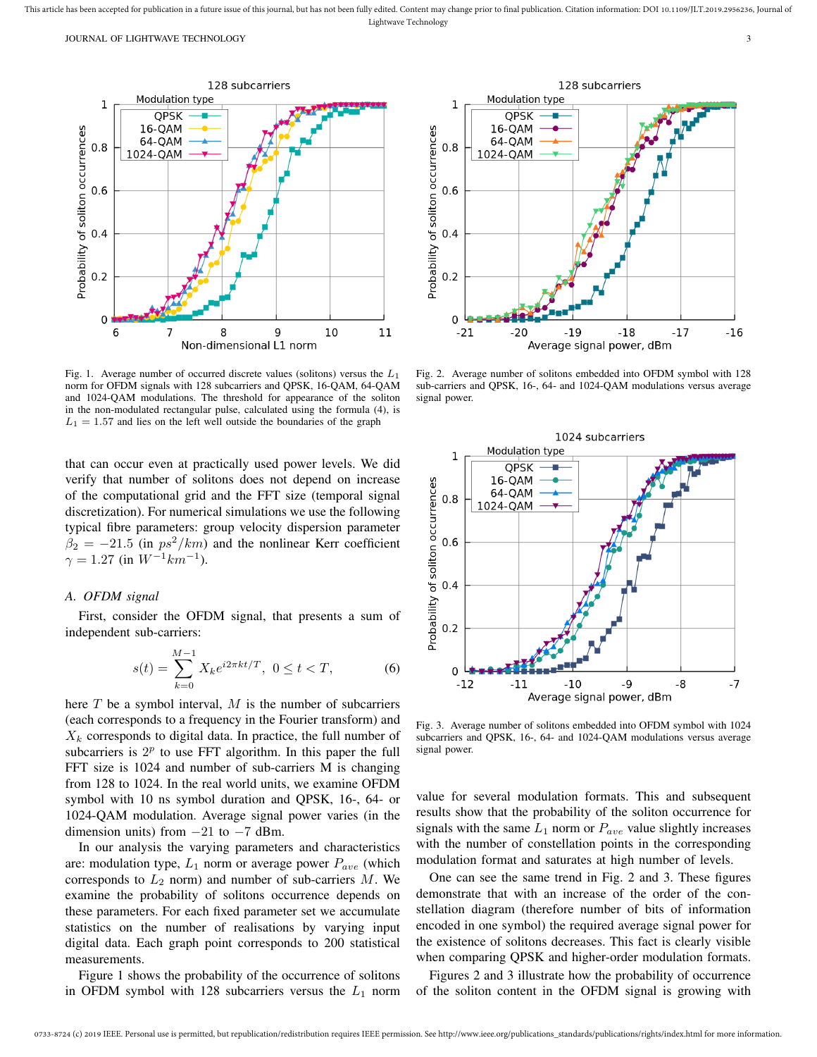Fig. 1. Average number of occurred discrete values (solitons) versus the $L_1$ norm for OFDM signals with 128 subcarriers and QPSK, 16-QAM, 64-QAM and 1024-QAM modulations. The threshold for appearance of the soliton in the non-modulated rectangular pulse, calculated using the formula (4), is $L_1 = 1.57$ and lies on the left well outside the boundaries of the graph

Fig. 2. Average number of solitons embedded into OFDM symbol with 128 sub-carriers and QPSK, 16-, 64- and 1024-QAM modulations versus average signal power.

that can occur even at practically used power levels. We did verify that number of solitons does not depend on increase of the computational grid and the FFT size (temporal signal discretization). For numerical simulations we use the following typical fibre parameters: group velocity dispersion parameter $\beta_2 = -21.5$ (in $ps^2/km$) and the nonlinear Kerr coefficient $\gamma = 1.27$ (in $W^{-1}km^{-1}$).

### A. OFDM signal

First, consider the OFDM signal, that presents a sum of independent sub-carriers:

$$s(t) = \sum_{k=0}^{M-1} X_k e^{i2\pi kt/T}, \;\; 0 \le t < T, \qquad (6)$$

here $T$ be a symbol interval, $M$ is the number of subcarriers (each corresponds to a frequency in the Fourier transform) and $X_k$ corresponds to digital data. In practice, the full number of subcarriers is $2^p$ to use FFT algorithm. In this paper the full FFT size is 1024 and number of sub-carriers M is changing from 128 to 1024. In the real world units, we examine OFDM symbol with 10 ns symbol duration and QPSK, 16-, 64- or 1024-QAM modulation. Average signal power varies (in the dimension units) from $-21$ to $-7$ dBm.

In our analysis the varying parameters and characteristics are: modulation type, $L_1$ norm or average power $P_{ave}$ (which corresponds to $L_2$ norm) and number of sub-carriers $M$. We examine the probability of solitons occurrence depends on these parameters. For each fixed parameter set we accumulate statistics on the number of realisations by varying input digital data. Each graph point corresponds to 200 statistical measurements.

Figure 1 shows the probability of the occurrence of solitons in OFDM symbol with 128 subcarriers versus the $L_1$ norm value for several modulation formats. This and subsequent results show that the probability of the soliton occurrence for signals with the same $L_1$ norm or $P_{ave}$ value slightly increases with the number of constellation points in the corresponding modulation format and saturates at high number of levels.

Fig. 3. Average number of solitons embedded into OFDM symbol with 1024 subcarriers and QPSK, 16-, 64- and 1024-QAM modulations versus average signal power.

One can see the same trend in Fig. 2 and 3. These figures demonstrate that with an increase of the order of the constellation diagram (therefore number of bits of information encoded in one symbol) the required average signal power for the existence of solitons decreases. This fact is clearly visible when comparing QPSK and higher-order modulation formats.

Figures 2 and 3 illustrate how the probability of occurrence of the soliton content in the OFDM signal is growing with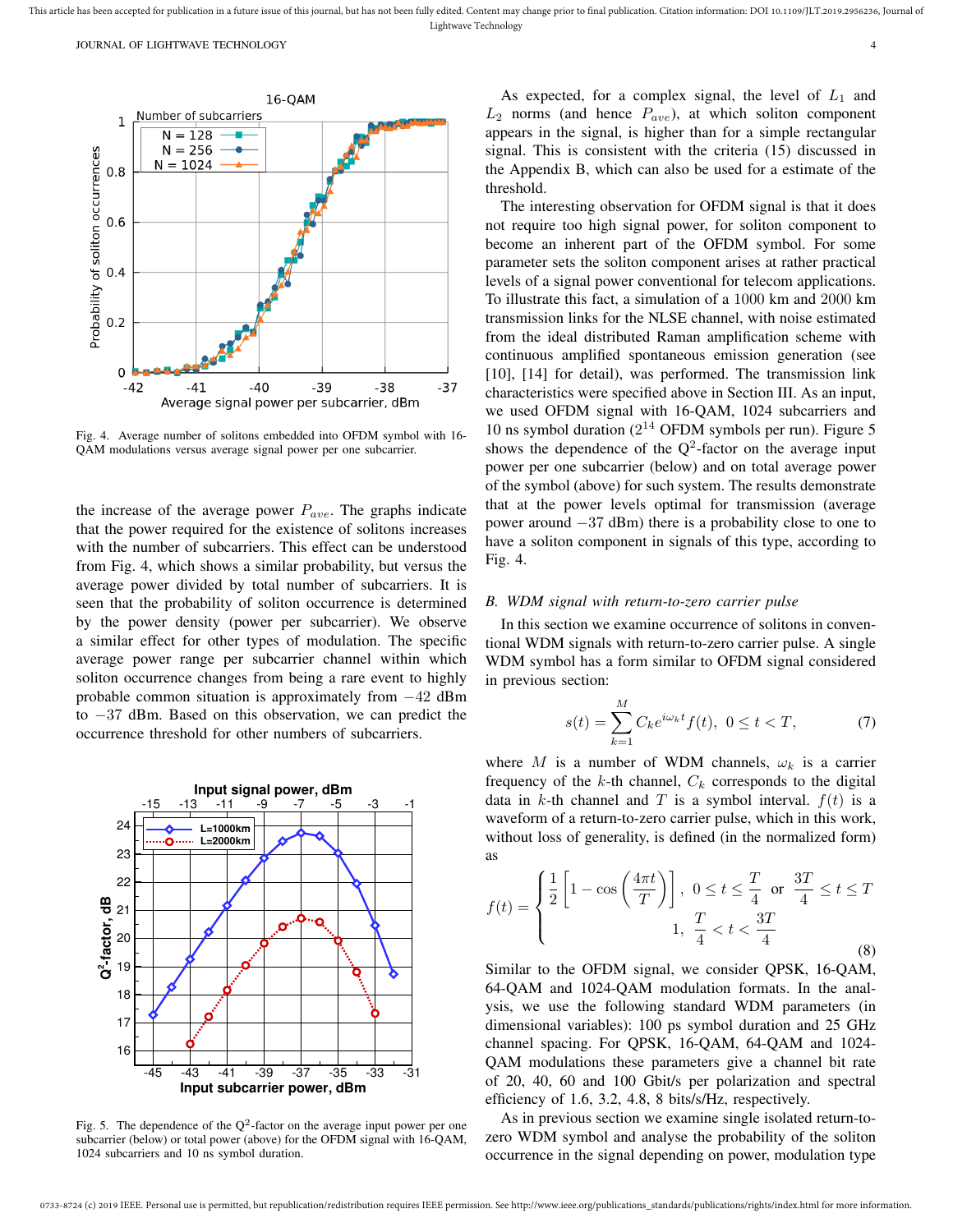Fig. 4. Average number of solitons embedded into OFDM symbol with 16-QAM modulations versus average signal power per one subcarrier.

the increase of the average power $P_{ave}$. The graphs indicate that the power required for the existence of solitons increases with the number of subcarriers. This effect can be understood from Fig. 4, which shows a similar probability, but versus the average power divided by total number of subcarriers. It is seen that the probability of soliton occurrence is determined by the power density (power per subcarrier). We observe a similar effect for other types of modulation. The specific average power range per subcarrier channel within which soliton occurrence changes from being a rare event to highly probable common situation is approximately from $-42$ dBm to $-37$ dBm. Based on this observation, we can predict the occurrence threshold for other numbers of subcarriers.

Fig. 5. The dependence of the Q$^2$-factor on the average input power per one subcarrier (below) or total power (above) for the OFDM signal with 16-QAM, 1024 subcarriers and 10 ns symbol duration.

As expected, for a complex signal, the level of $L_1$ and $L_2$ norms (and hence $P_{ave}$), at which soliton component appears in the signal, is higher than for a simple rectangular signal. This is consistent with the criteria (15) discussed in the Appendix B, which can also be used for a estimate of the threshold.

The interesting observation for OFDM signal is that it does not require too high signal power, for soliton component to become an inherent part of the OFDM symbol. For some parameter sets the soliton component arises at rather practical levels of a signal power conventional for telecom applications. To illustrate this fact, a simulation of a 1000 km and 2000 km transmission links for the NLSE channel, with noise estimated from the ideal distributed Raman amplification scheme with continuous amplified spontaneous emission generation (see [10], [14] for detail), was performed. The transmission link characteristics were specified above in Section III. As an input, we used OFDM signal with 16-QAM, 1024 subcarriers and 10 ns symbol duration ($2^{14}$ OFDM symbols per run). Figure 5 shows the dependence of the Q$^2$-factor on the average input power per one subcarrier (below) and on total average power of the symbol (above) for such system. The results demonstrate that at the power levels optimal for transmission (average power around $-37$ dBm) there is a probability close to one to have a soliton component in signals of this type, according to Fig. 4.

### B. WDM signal with return-to-zero carrier pulse

In this section we examine occurrence of solitons in conventional WDM signals with return-to-zero carrier pulse. A single WDM symbol has a form similar to OFDM signal considered in previous section:

$$s(t) = \sum_{k=1}^{M} C_k e^{i\omega_k t} f(t), \;\; 0 \le t < T, \tag{7}$$

where $M$ is a number of WDM channels, $\omega_k$ is a carrier frequency of the $k$-th channel, $C_k$ corresponds to the digital data in $k$-th channel and $T$ is a symbol interval. $f(t)$ is a waveform of a return-to-zero carrier pulse, which in this work, without loss of generality, is defined (in the normalized form) as

$$f(t) = \begin{cases} \frac{1}{2}\left[1 - \cos\left(\frac{4\pi t}{T}\right)\right], & 0 \le t \le \frac{T}{4} \;\text{ or }\; \frac{3T}{4} \le t \le T \\ 1, & \frac{T}{4} < t < \frac{3T}{4} \end{cases} \tag{8}$$

Similar to the OFDM signal, we consider QPSK, 16-QAM, 64-QAM and 1024-QAM modulation formats. In the analysis, we use the following standard WDM parameters (in dimensional variables): 100 ps symbol duration and 25 GHz channel spacing. For QPSK, 16-QAM, 64-QAM and 1024-QAM modulations these parameters give a channel bit rate of 20, 40, 60 and 100 Gbit/s per polarization and spectral efficiency of 1.6, 3.2, 4.8, 8 bits/s/Hz, respectively.

As in previous section we examine single isolated return-to-zero WDM symbol and analyse the probability of the soliton occurrence in the signal depending on power, modulation type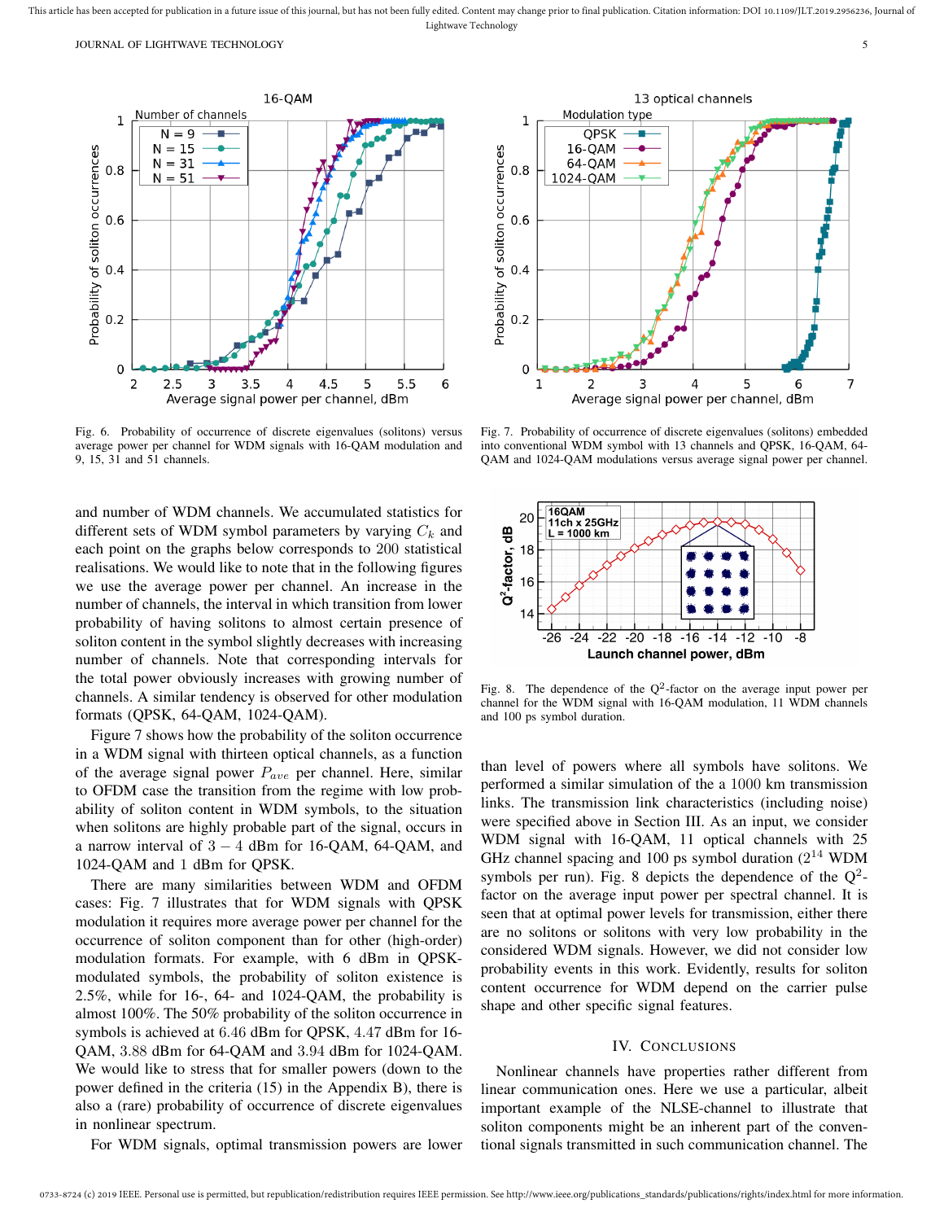Fig. 6. Probability of occurrence of discrete eigenvalues (solitons) versus average power per channel for WDM signals with 16-QAM modulation and 9, 15, 31 and 51 channels.

Fig. 7. Probability of occurrence of discrete eigenvalues (solitons) embedded into conventional WDM symbol with 13 channels and QPSK, 16-QAM, 64-QAM and 1024-QAM modulations versus average signal power per channel.

and number of WDM channels. We accumulated statistics for different sets of WDM symbol parameters by varying $C_k$ and each point on the graphs below corresponds to 200 statistical realisations. We would like to note that in the following figures we use the average power per channel. An increase in the number of channels, the interval in which transition from lower probability of having solitons to almost certain presence of soliton content in the symbol slightly decreases with increasing number of channels. Note that corresponding intervals for the total power obviously increases with growing number of channels. A similar tendency is observed for other modulation formats (QPSK, 64-QAM, 1024-QAM).

Figure 7 shows how the probability of the soliton occurrence in a WDM signal with thirteen optical channels, as a function of the average signal power $P_{ave}$ per channel. Here, similar to OFDM case the transition from the regime with low probability of soliton content in WDM symbols, to the situation when solitons are highly probable part of the signal, occurs in a narrow interval of $3-4$ dBm for 16-QAM, 64-QAM, and 1024-QAM and 1 dBm for QPSK.

There are many similarities between WDM and OFDM cases: Fig. 7 illustrates that for WDM signals with QPSK modulation it requires more average power per channel for the occurrence of soliton component than for other (high-order) modulation formats. For example, with 6 dBm in QPSK-modulated symbols, the probability of soliton existence is 2.5%, while for 16-, 64- and 1024-QAM, the probability is almost 100%. The 50% probability of the soliton occurrence in symbols is achieved at 6.46 dBm for QPSK, 4.47 dBm for 16-QAM, 3.88 dBm for 64-QAM and 3.94 dBm for 1024-QAM. We would like to stress that for smaller powers (down to the power defined in the criteria (15) in the Appendix B), there is also a (rare) probability of occurrence of discrete eigenvalues in nonlinear spectrum.

For WDM signals, optimal transmission powers are lower than level of powers where all symbols have solitons. We performed a similar simulation of the a 1000 km transmission links. The transmission link characteristics (including noise) were specified above in Section III. As an input, we consider WDM signal with 16-QAM, 11 optical channels with 25 GHz channel spacing and 100 ps symbol duration ($2^{14}$ WDM symbols per run). Fig. 8 depicts the dependence of the $Q^2$-factor on the average input power per spectral channel. It is seen that at optimal power levels for transmission, either there are no solitons or solitons with very low probability in the considered WDM signals. However, we did not consider low probability events in this work. Evidently, results for soliton content occurrence for WDM depend on the carrier pulse shape and other specific signal features.

Fig. 8. The dependence of the $Q^2$-factor on the average input power per channel for the WDM signal with 16-QAM modulation, 11 WDM channels and 100 ps symbol duration.

## IV. Conclusions

Nonlinear channels have properties rather different from linear communication ones. Here we use a particular, albeit important example of the NLSE-channel to illustrate that soliton components might be an inherent part of the conventional signals transmitted in such communication channel. The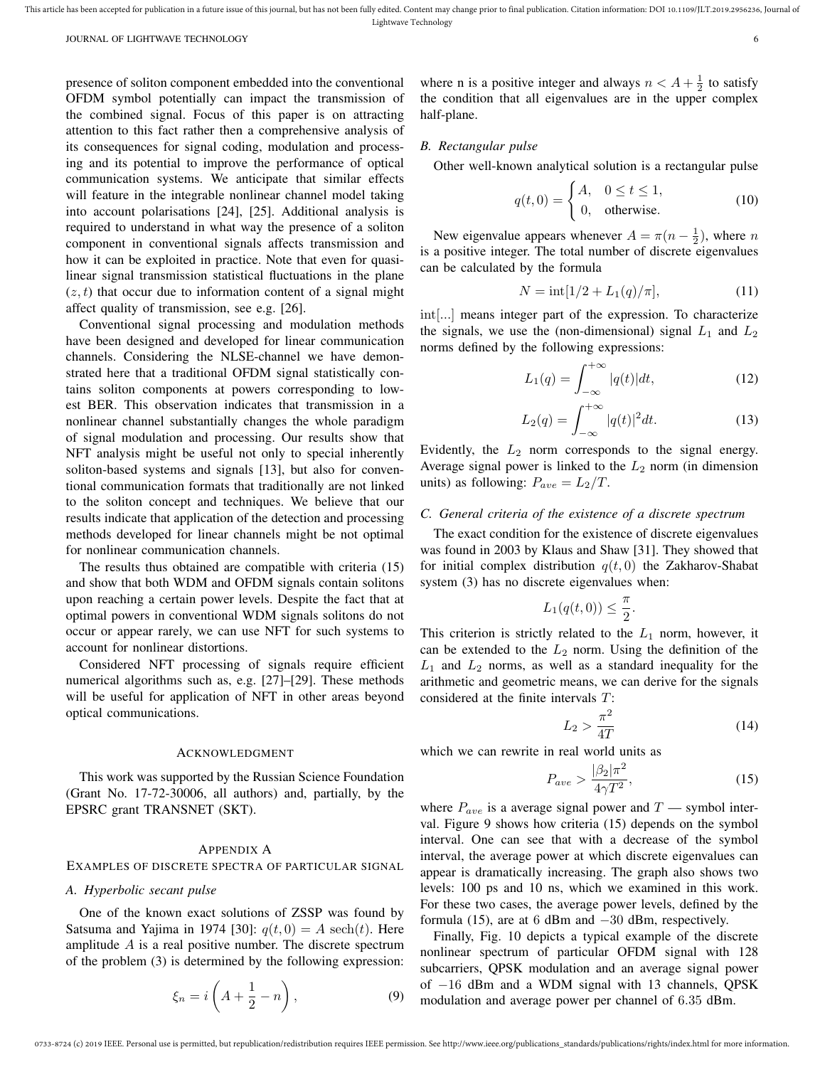presence of soliton component embedded into the conventional OFDM symbol potentially can impact the transmission of the combined signal. Focus of this paper is on attracting attention to this fact rather then a comprehensive analysis of its consequences for signal coding, modulation and processing and its potential to improve the performance of optical communication systems. We anticipate that similar effects will feature in the integrable nonlinear channel model taking into account polarisations [24], [25]. Additional analysis is required to understand in what way the presence of a soliton component in conventional signals affects transmission and how it can be exploited in practice. Note that even for quasi-linear signal transmission statistical fluctuations in the plane $(z, t)$ that occur due to information content of a signal might affect quality of transmission, see e.g. [26].

Conventional signal processing and modulation methods have been designed and developed for linear communication channels. Considering the NLSE-channel we have demonstrated here that a traditional OFDM signal statistically contains soliton components at powers corresponding to lowest BER. This observation indicates that transmission in a nonlinear channel substantially changes the whole paradigm of signal modulation and processing. Our results show that NFT analysis might be useful not only to special inherently soliton-based systems and signals [13], but also for conventional communication formats that traditionally are not linked to the soliton concept and techniques. We believe that our results indicate that application of the detection and processing methods developed for linear channels might be not optimal for nonlinear communication channels.

The results thus obtained are compatible with criteria (15) and show that both WDM and OFDM signals contain solitons upon reaching a certain power levels. Despite the fact that at optimal powers in conventional WDM signals solitons do not occur or appear rarely, we can use NFT for such systems to account for nonlinear distortions.

Considered NFT processing of signals require efficient numerical algorithms such as, e.g. [27]–[29]. These methods will be useful for application of NFT in other areas beyond optical communications.

## Acknowledgment

This work was supported by the Russian Science Foundation (Grant No. 17-72-30006, all authors) and, partially, by the EPSRC grant TRANSNET (SKT).

## Appendix A
## Examples of discrete spectra of particular signal

### A. Hyperbolic secant pulse

One of the known exact solutions of ZSSP was found by Satsuma and Yajima in 1974 [30]: $q(t, 0) = A\,\mathrm{sech}(t)$. Here amplitude $A$ is a real positive number. The discrete spectrum of the problem (3) is determined by the following expression:

$$\xi_n = i\left(A + \frac{1}{2} - n\right), \tag{9}$$

where n is a positive integer and always $n < A + \frac{1}{2}$ to satisfy the condition that all eigenvalues are in the upper complex half-plane.

### B. Rectangular pulse

Other well-known analytical solution is a rectangular pulse

$$q(t, 0) = \begin{cases} A, & 0 \le t \le 1, \\ 0, & \text{otherwise.} \end{cases} \tag{10}$$

New eigenvalue appears whenever $A = \pi(n - \frac{1}{2})$, where $n$ is a positive integer. The total number of discrete eigenvalues can be calculated by the formula

$$N = \mathrm{int}[1/2 + L_1(q)/\pi], \tag{11}$$

int[...] means integer part of the expression. To characterize the signals, we use the (non-dimensional) signal $L_1$ and $L_2$ norms defined by the following expressions:

$$L_1(q) = \int_{-\infty}^{+\infty} |q(t)| dt, \tag{12}$$

$$L_2(q) = \int_{-\infty}^{+\infty} |q(t)|^2 dt. \tag{13}$$

Evidently, the $L_2$ norm corresponds to the signal energy. Average signal power is linked to the $L_2$ norm (in dimension units) as following: $P_{ave} = L_2/T$.

### C. General criteria of the existence of a discrete spectrum

The exact condition for the existence of discrete eigenvalues was found in 2003 by Klaus and Shaw [31]. They showed that for initial complex distribution $q(t, 0)$ the Zakharov-Shabat system (3) has no discrete eigenvalues when:

$$L_1(q(t, 0)) \le \frac{\pi}{2}.$$

This criterion is strictly related to the $L_1$ norm, however, it can be extended to the $L_2$ norm. Using the definition of the $L_1$ and $L_2$ norms, as well as a standard inequality for the arithmetic and geometric means, we can derive for the signals considered at the finite intervals $T$:

$$L_2 > \frac{\pi^2}{4T} \tag{14}$$

which we can rewrite in real world units as

$$P_{ave} > \frac{|\beta_2|\pi^2}{4\gamma T^2}, \tag{15}$$

where $P_{ave}$ is a average signal power and $T$ — symbol interval. Figure 9 shows how criteria (15) depends on the symbol interval. One can see that with a decrease of the symbol interval, the average power at which discrete eigenvalues can appear is dramatically increasing. The graph also shows two levels: 100 ps and 10 ns, which we examined in this work. For these two cases, the average power levels, defined by the formula (15), are at 6 dBm and −30 dBm, respectively.

Finally, Fig. 10 depicts a typical example of the discrete nonlinear spectrum of particular OFDM signal with 128 subcarriers, QPSK modulation and an average signal power of −16 dBm and a WDM signal with 13 channels, QPSK modulation and average power per channel of 6.35 dBm.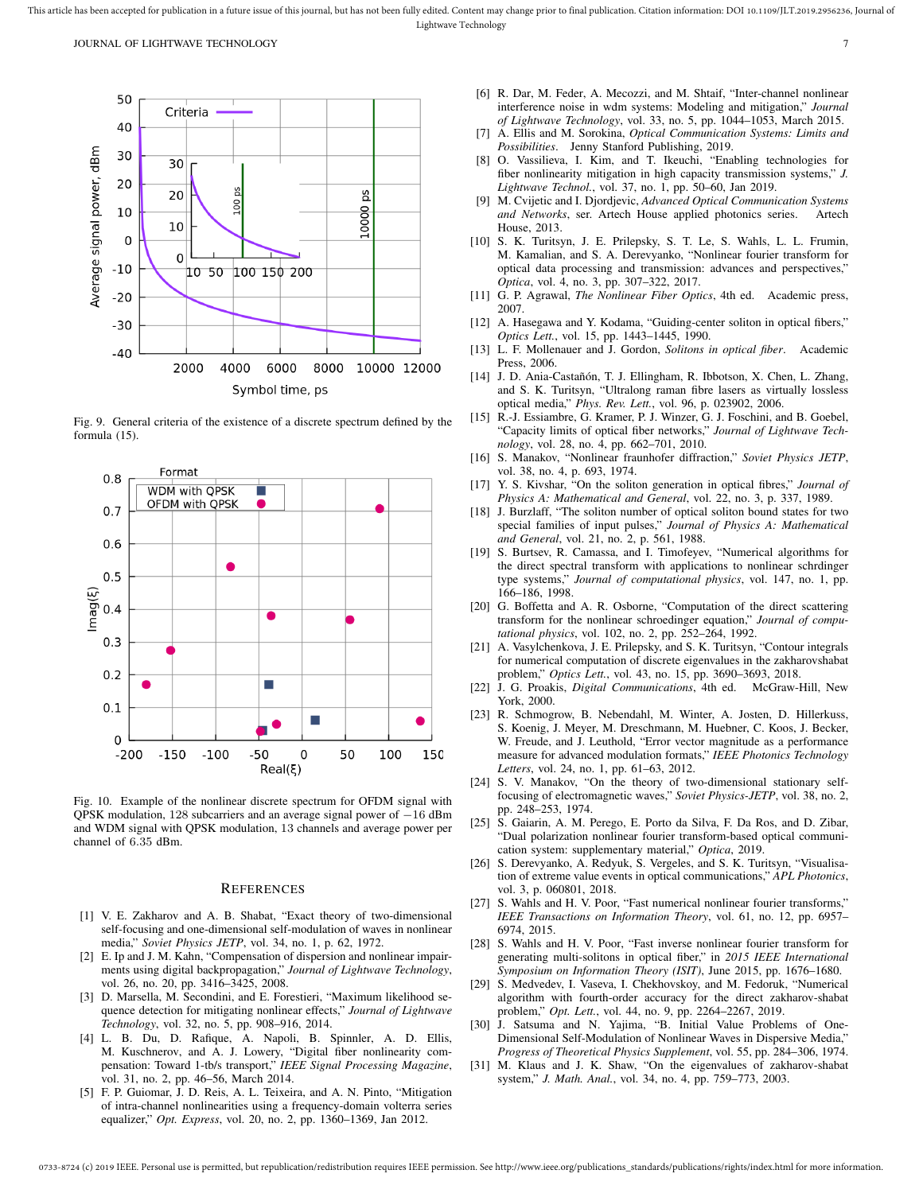Criteria

Average signal power, dBm

50
40
30
20
10
0
-10
-20
-30
-40

2000 4000 6000 8000 10000 12000

Symbol time, ps

10000 ps

30
20
10
0
10 50 100 150 200

100 ps

Fig. 9. General criteria of the existence of a discrete spectrum defined by the formula (15).

Format

WDM with QPSK

OFDM with QPSK

Imag(ξ)

0.8
0.7
0.6
0.5
0.4
0.3
0.2
0.1
0

-200 -150 -100 -50 0 50 100 150

Real(ξ)

Fig. 10. Example of the nonlinear discrete spectrum for OFDM signal with QPSK modulation, 128 subcarriers and an average signal power of −16 dBm and WDM signal with QPSK modulation, 13 channels and average power per channel of 6.35 dBm.

## References

[1] V. E. Zakharov and A. B. Shabat, "Exact theory of two-dimensional self-focusing and one-dimensional self-modulation of waves in nonlinear media," *Soviet Physics JETP*, vol. 34, no. 1, p. 62, 1972.

[2] E. Ip and J. M. Kahn, "Compensation of dispersion and nonlinear impairments using digital backpropagation," *Journal of Lightwave Technology*, vol. 26, no. 20, pp. 3416–3425, 2008.

[3] D. Marsella, M. Secondini, and E. Forestieri, "Maximum likelihood sequence detection for mitigating nonlinear effects," *Journal of Lightwave Technology*, vol. 32, no. 5, pp. 908–916, 2014.

[4] L. B. Du, D. Rafique, A. Napoli, B. Spinnler, A. D. Ellis, M. Kuschnerov, and A. J. Lowery, "Digital fiber nonlinearity compensation: Toward 1-tb/s transport," *IEEE Signal Processing Magazine*, vol. 31, no. 2, pp. 46–56, March 2014.

[5] F. P. Guiomar, J. D. Reis, A. L. Teixeira, and A. N. Pinto, "Mitigation of intra-channel nonlinearities using a frequency-domain volterra series equalizer," *Opt. Express*, vol. 20, no. 2, pp. 1360–1369, Jan 2012.

[6] R. Dar, M. Feder, A. Mecozzi, and M. Shtaif, "Inter-channel nonlinear interference noise in wdm systems: Modeling and mitigation," *Journal of Lightwave Technology*, vol. 33, no. 5, pp. 1044–1053, March 2015.

[7] A. Ellis and M. Sorokina, *Optical Communication Systems: Limits and Possibilities*. Jenny Stanford Publishing, 2019.

[8] O. Vassilieva, I. Kim, and T. Ikeuchi, "Enabling technologies for fiber nonlinearity mitigation in high capacity transmission systems," *J. Lightwave Technol.*, vol. 37, no. 1, pp. 50–60, Jan 2019.

[9] M. Cvijetic and I. Djordjevic, *Advanced Optical Communication Systems and Networks*, ser. Artech House applied photonics series. Artech House, 2013.

[10] S. K. Turitsyn, J. E. Prilepsky, S. T. Le, S. Wahls, L. L. Frumin, M. Kamalian, and S. A. Derevyanko, "Nonlinear fourier transform for optical data processing and transmission: advances and perspectives," *Optica*, vol. 4, no. 3, pp. 307–322, 2017.

[11] G. P. Agrawal, *The Nonlinear Fiber Optics*, 4th ed. Academic press, 2007.

[12] A. Hasegawa and Y. Kodama, "Guiding-center soliton in optical fibers," *Optics Lett.*, vol. 15, pp. 1443–1445, 1990.

[13] L. F. Mollenauer and J. Gordon, *Solitons in optical fiber*. Academic Press, 2006.

[14] J. D. Ania-Castañón, T. J. Ellingham, R. Ibbotson, X. Chen, L. Zhang, and S. K. Turitsyn, "Ultralong raman fibre lasers as virtually lossless optical media," *Phys. Rev. Lett.*, vol. 96, p. 023902, 2006.

[15] R.-J. Essiambre, G. Kramer, P. J. Winzer, G. J. Foschini, and B. Goebel, "Capacity limits of optical fiber networks," *Journal of Lightwave Technology*, vol. 28, no. 4, pp. 662–701, 2010.

[16] S. Manakov, "Nonlinear fraunhofer diffraction," *Soviet Physics JETP*, vol. 38, no. 4, p. 693, 1974.

[17] Y. S. Kivshar, "On the soliton generation in optical fibres," *Journal of Physics A: Mathematical and General*, vol. 22, no. 3, p. 337, 1989.

[18] J. Burzlaff, "The soliton number of optical soliton bound states for two special families of input pulses," *Journal of Physics A: Mathematical and General*, vol. 21, no. 2, p. 561, 1988.

[19] S. Burtsev, R. Camassa, and I. Timofeyev, "Numerical algorithms for the direct spectral transform with applications to nonlinear schrdinger type systems," *Journal of computational physics*, vol. 147, no. 1, pp. 166–186, 1998.

[20] G. Boffetta and A. R. Osborne, "Computation of the direct scattering transform for the nonlinear schroedinger equation," *Journal of computational physics*, vol. 102, no. 2, pp. 252–264, 1992.

[21] A. Vasylchenkova, J. E. Prilepsky, and S. K. Turitsyn, "Contour integrals for numerical computation of discrete eigenvalues in the zakharovshabat problem," *Optics Lett.*, vol. 43, no. 15, pp. 3690–3693, 2018.

[22] J. G. Proakis, *Digital Communications*, 4th ed. McGraw-Hill, New York, 2000.

[23] R. Schmogrow, B. Nebendahl, M. Winter, A. Josten, D. Hillerkuss, S. Koenig, J. Meyer, M. Dreschmann, M. Huebner, C. Koos, J. Becker, W. Freude, and J. Leuthold, "Error vector magnitude as a performance measure for advanced modulation formats," *IEEE Photonics Technology Letters*, vol. 24, no. 1, pp. 61–63, 2012.

[24] S. V. Manakov, "On the theory of two-dimensional stationary self-focusing of electromagnetic waves," *Soviet Physics-JETP*, vol. 38, no. 2, pp. 248–253, 1974.

[25] S. Gaiarin, A. M. Perego, E. Porto da Silva, F. Da Ros, and D. Zibar, "Dual polarization nonlinear fourier transform-based optical communication system: supplementary material," *Optica*, 2019.

[26] S. Derevyanko, A. Redyuk, S. Vergeles, and S. K. Turitsyn, "Visualisation of extreme value events in optical communications," *APL Photonics*, vol. 3, p. 060801, 2018.

[27] S. Wahls and H. V. Poor, "Fast numerical nonlinear fourier transforms," *IEEE Transactions on Information Theory*, vol. 61, no. 12, pp. 6957–6974, 2015.

[28] S. Wahls and H. V. Poor, "Fast inverse nonlinear fourier transform for generating multi-solitons in optical fiber," in *2015 IEEE International Symposium on Information Theory (ISIT)*, June 2015, pp. 1676–1680.

[29] S. Medvedev, I. Vaseva, I. Chekhovskoy, and M. Fedoruk, "Numerical algorithm with fourth-order accuracy for the direct zakharov-shabat problem," *Opt. Lett.*, vol. 44, no. 9, pp. 2264–2267, 2019.

[30] J. Satsuma and N. Yajima, "B. Initial Value Problems of One-Dimensional Self-Modulation of Nonlinear Waves in Dispersive Media," *Progress of Theoretical Physics Supplement*, vol. 55, pp. 284–306, 1974.

[31] M. Klaus and J. K. Shaw, "On the eigenvalues of zakharov-shabat system," *J. Math. Anal.*, vol. 34, no. 4, pp. 759–773, 2003.